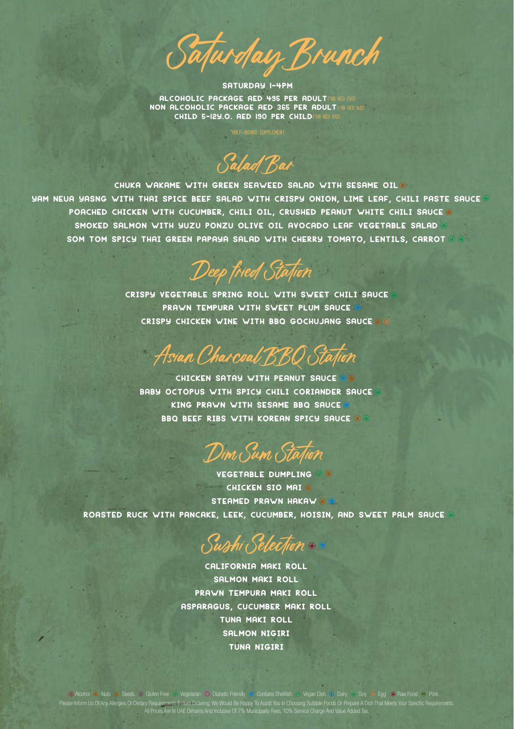# Saturday Brunch

**SATURDAY 1-4PM**

**ALCOHOLIC PACKAGE AED 495 PER ADULT** (*HB AED 250)
**NON ALCOHOLIC PACKAGE AED 365 PER ADULT** (*HB AED 150)
**CHILD 5-12Y.O. AED 190 PER CHILD** (*HB AED 100)

*HALF-BOARD SUPPLEMENT

## Salad Bar

CHUKA WAKAME WITH GREEN SEAWEED SALAD WITH SESAME OIL
YAM NEUA YASNG WITH THAI SPICE BEEF SALAD WITH CRISPY ONION, LIME LEAF, CHILI PASTE SAUCE
POACHED CHICKEN WITH CUCUMBER, CHILI OIL, CRUSHED PEANUT WHITE CHILI SAUCE
SMOKED SALMON WITH YUZU PONZU OLIVE OIL AVOCADO LEAF VEGETABLE SALAD
SOM TOM SPICY THAI GREEN PAPAYA SALAD WITH CHERRY TOMATO, LENTILS, CARROT

## Deep fried Station

CRISPY VEGETABLE SPRING ROLL WITH SWEET CHILI SAUCE
PRAWN TEMPURA WITH SWEET PLUM SAUCE
CRISPY CHICKEN WINE WITH BBQ GOCHUJANG SAUCE

## Asian Charcoal BBQ Station

CHICKEN SATAY WITH PEANUT SAUCE
BABY OCTOPUS WITH SPICY CHILI CORIANDER SAUCE
KING PRAWN WITH SESAME BBQ SAUCE
BBQ BEEF RIBS WITH KOREAN SPICY SAUCE

## Dim Sum Station

VEGETABLE DUMPLING
CHICKEN SIO MAI
STEAMED PRAWN HAKAW
ROASTED RUCK WITH PANCAKE, LEEK, CUCUMBER, HOISIN, AND SWEET PALM SAUCE

## Sushi Selection

CALIFORNIA MAKI ROLL
SALMON MAKI ROLL
PRAWN TEMPURA MAKI ROLL
ASPARAGUS, CUCUMBER MAKI ROLL
TUNA MAKI ROLL
SALMON NIGIRI
TUNA NIGIRI

Alcohol · Nuts · Seeds · Gluten Free · Vegetarian · Diabetic Friendly · Contains Shellfish · Vegan Dish · Dairy · Soy · Egg · Raw Food · Pork

Please Inform Us Of Any Allergies Or Dietary Requirements Before Ordering. We Would Be Happy To Assist You In Choosing Suitable Foods Or Prepare A Dish That Meets Your Specific Requirements.
All Prices Are In UAE Dirhams And Inclusive Of 7% Municipality Fees, 10% Service Charge And Value Added Tax.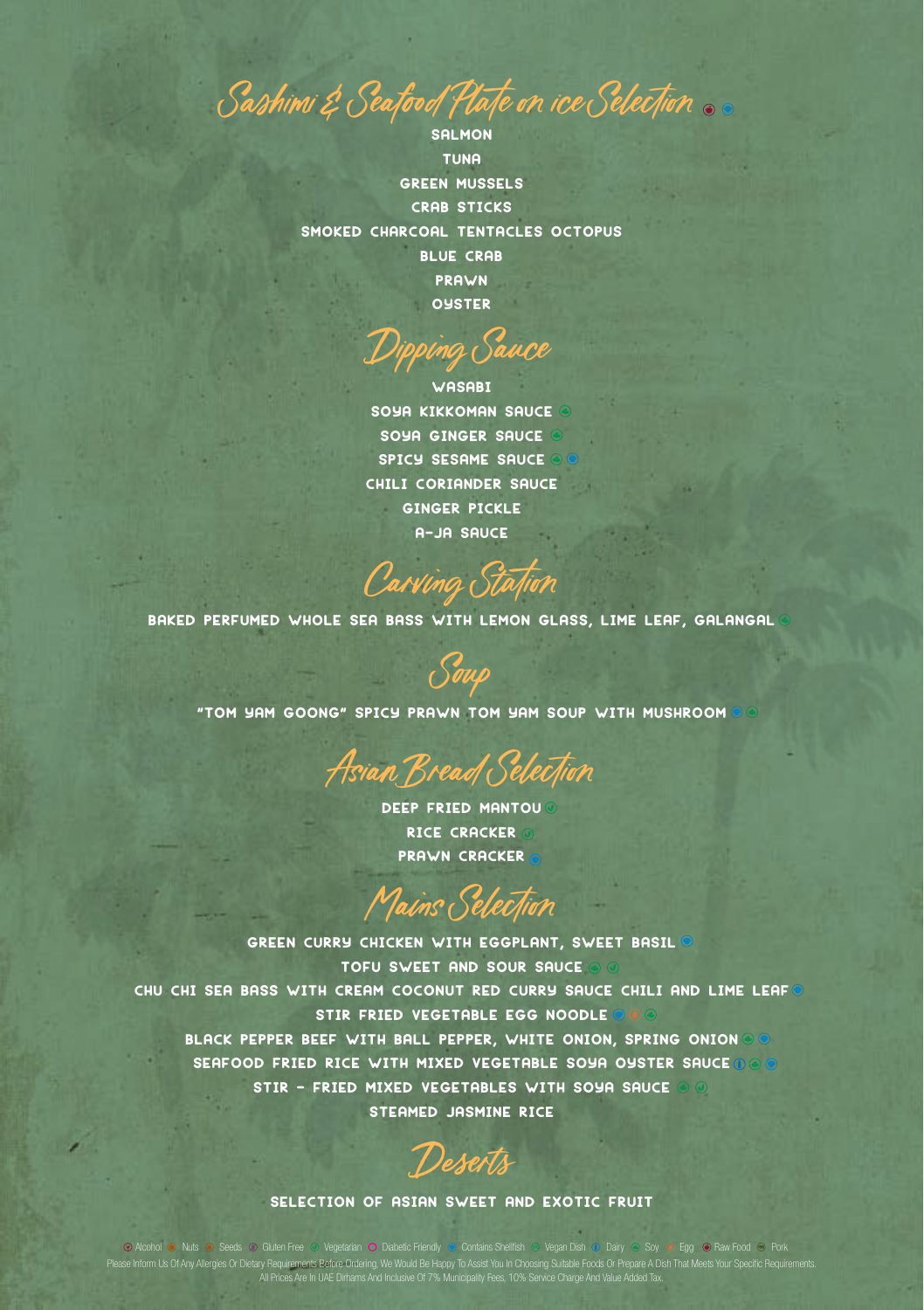## Sashimi & Seafood Plate on ice Selection

SALMON

TUNA

GREEN MUSSELS

CRAB STICKS

SMOKED CHARCOAL TENTACLES OCTOPUS

BLUE CRAB

PRAWN

OYSTER

## Dipping Sauce

WASABI

SOYA KIKKOMAN SAUCE

SOYA GINGER SAUCE

SPICY SESAME SAUCE

CHILI CORIANDER SAUCE

GINGER PICKLE

A-JA SAUCE

## Carving Station

BAKED PERFUMED WHOLE SEA BASS WITH LEMON GLASS, LIME LEAF, GALANGAL

## Soup

"TOM YAM GOONG" SPICY PRAWN TOM YAM SOUP WITH MUSHROOM

## Asian Bread Selection

DEEP FRIED MANTOU

RICE CRACKER

PRAWN CRACKER

## Mains Selection

GREEN CURRY CHICKEN WITH EGGPLANT, SWEET BASIL

TOFU SWEET AND SOUR SAUCE

CHU CHI SEA BASS WITH CREAM COCONUT RED CURRY SAUCE CHILI AND LIME LEAF

STIR FRIED VEGETABLE EGG NOODLE

BLACK PEPPER BEEF WITH BALL PEPPER, WHITE ONION, SPRING ONION

SEAFOOD FRIED RICE WITH MIXED VEGETABLE SOYA OYSTER SAUCE

STIR - FRIED MIXED VEGETABLES WITH SOYA SAUCE

STEAMED JASMINE RICE

## Deserts

SELECTION OF ASIAN SWEET AND EXOTIC FRUIT

Alcohol · Nuts · Seeds · Gluten Free · Vegetarian · Diabetic Friendly · Contains Shellfish · Vegan Dish · Dairy · Soy · Egg · Raw Food · Pork

Please Inform Us Of Any Allergies Or Dietary Requirements Before Ordering. We Would Be Happy To Assist You In Choosing Suitable Foods Or Prepare A Dish That Meets Your Specific Requirements.
All Prices Are In UAE Dirhams And Inclusive Of 7% Municipality Fees, 10% Service Charge And Value Added Tax.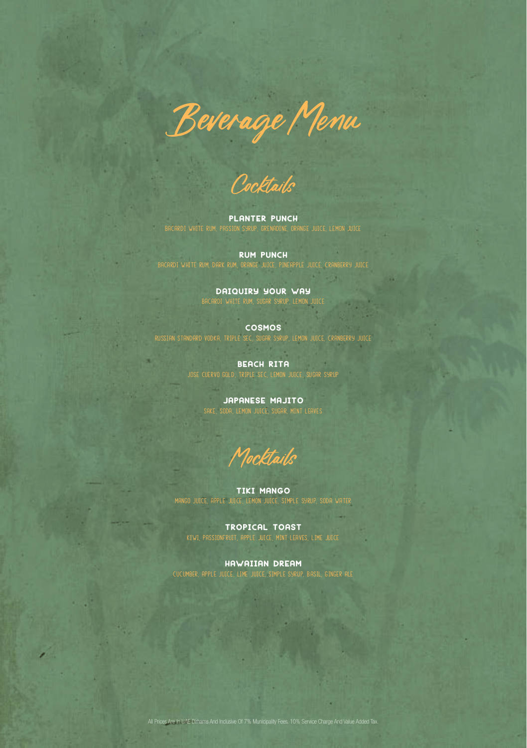# Beverage Menu

## Cocktails

### PLANTER PUNCH
BACARDI WHITE RUM, PASSION SYRUP, GRENADINE, ORANGE JUICE, LEMON JUICE

### RUM PUNCH
BACARDI WHITE RUM, DARK RUM, ORANGE JUICE, PINEAPPLE JUICE, CRANBERRY JUICE

### DAIQUIRY YOUR WAY
BACARDI WHITE RUM, SUGAR SYRUP, LEMON JUICE

### COSMOS
RUSSIAN STANDARD VODKA, TRIPLE SEC, SUGAR SYRUP, LEMON JUICE, CRANBERRY JUICE

### BEACH RITA
JOSE CUERVO GOLD, TRIPLE SEC, LEMON JUICE, SUGAR SYRUP

### JAPANESE MAJITO
SAKE, SODA, LEMON JUICE, SUGAR, MINT LEAVES

## Mocktails

### TIKI MANGO
MANGO JUICE, APPLE JUICE, LEMON JUICE, SIMPLE SYRUP, SODA WATER

### TROPICAL TOAST
KIWI, PASSIONFRUIT, APPLE JUICE, MINT LEAVES, LIME JUICE

### HAWAIIAN DREAM
CUCUMBER, APPLE JUICE, LIME JUICE, SIMPLE SYRUP, BASIL, GINGER ALE

All Prices Are In UAE Dirhams And Inclusive Of 7% Municipality Fees, 10% Service Charge And Value Added Tax.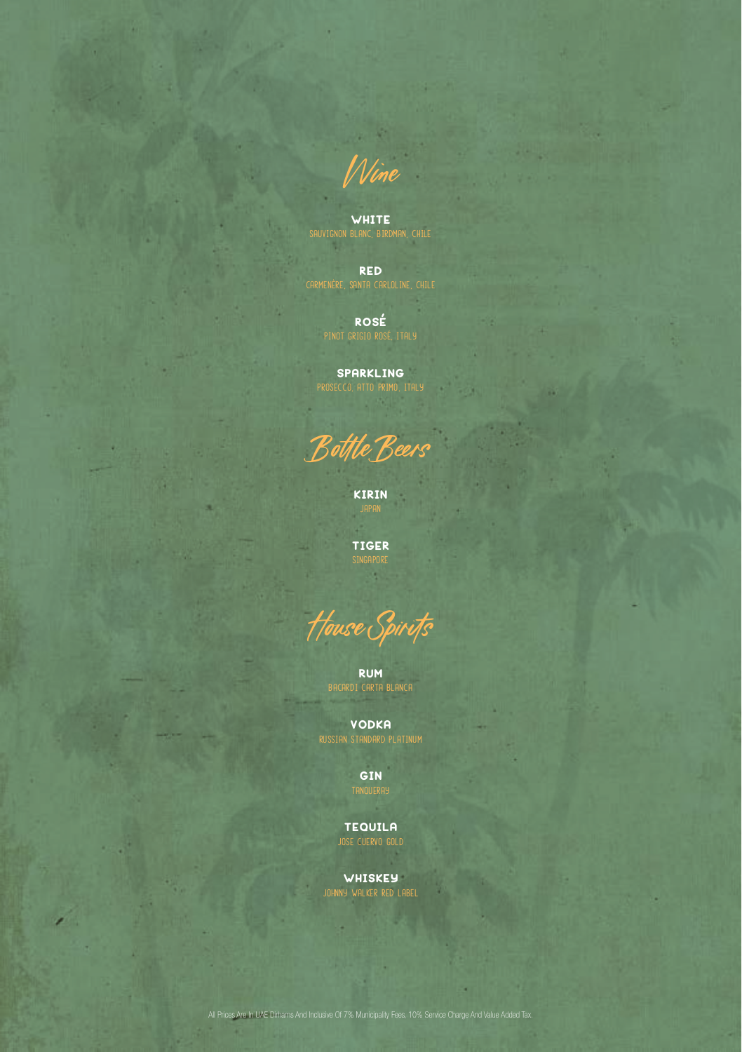# Wine

**WHITE**
SAUVIGNON BLANC, BIRDMAN, CHILE

**RED**
CARMENÈRE, SANTA CAROLINE, CHILE

**ROSÉ**
PINOT GRIGIO ROSÉ, ITALY

**SPARKLING**
PROSECCO, ATTO PRIMO, ITALY

# Bottle Beers

**KIRIN**
JAPAN

**TIGER**
SINGAPORE

# House Spirits

**RUM**
BACARDI CARTA BLANCA

**VODKA**
RUSSIAN STANDARD PLATINUM

**GIN**
TANQUERAY

**TEQUILA**
JOSE CUERVO GOLD

**WHISKEY**
JOHNNY WALKER RED LABEL

All Prices Are In UAE Dirhams And Inclusive Of 7% Municipality Fees, 10% Service Charge And Value Added Tax.